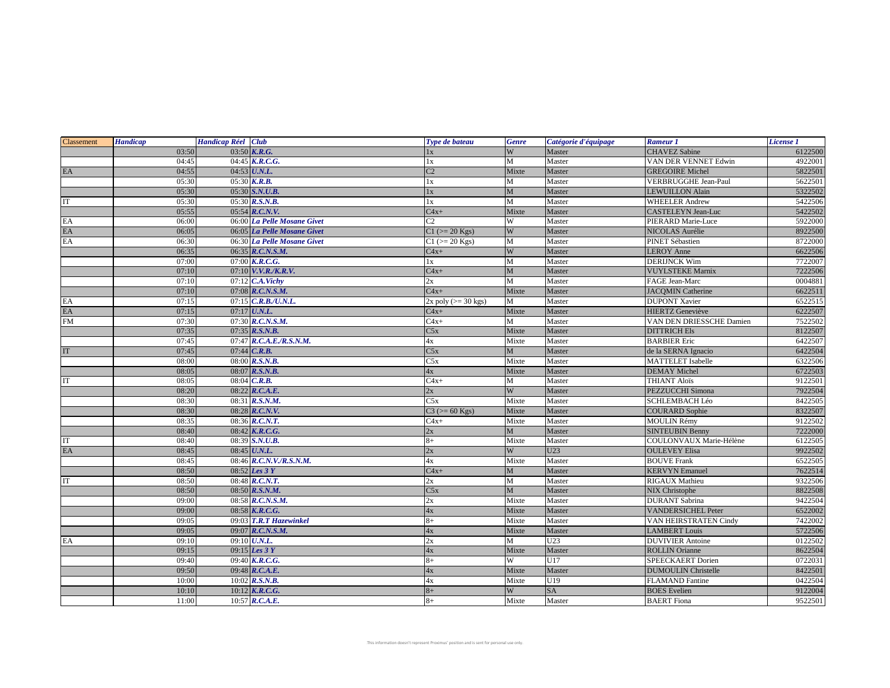| Classement | Handicap | Handicap Réel | Club | Type de bateau | Genre | Catégorie d'équipage | Rameur 1 | License 1 |
|---|---|---|---|---|---|---|---|---|
| | 03:50 | 03:50 | K.R.G. | 1x | W | Master | CHAVEZ Sabine | 6122500 |
| | 04:45 | 04:45 | K.R.C.G. | 1x | M | Master | VAN DER VENNET Edwin | 4922001 |
| EA | 04:55 | 04:53 | U.N.L. | C2 | Mixte | Master | GREGOIRE Michel | 5822501 |
| | 05:30 | 05:30 | K.R.B. | 1x | M | Master | VERBRUGGHE Jean-Paul | 5622501 |
| | 05:30 | 05:30 | S.N.U.B. | 1x | M | Master | LEWUILLON Alain | 5322502 |
| IT | 05:30 | 05:30 | R.S.N.B. | 1x | M | Master | WHEELER Andrew | 5422506 |
| | 05:55 | 05:54 | R.C.N.V. | C4x+ | Mixte | Master | CASTELEYN Jean-Luc | 5422502 |
| EA | 06:00 | 06:00 | La Pelle Mosane Givet | C2 | W | Master | PIERARD Marie-Luce | 5922000 |
| EA | 06:05 | 06:05 | La Pelle Mosane Givet | C1 (>= 20 Kgs) | W | Master | NICOLAS Aurélie | 8922500 |
| EA | 06:30 | 06:30 | La Pelle Mosane Givet | C1 (>= 20 Kgs) | M | Master | PINET Sébastien | 8722000 |
| | 06:35 | 06:35 | R.C.N.S.M. | C4x+ | W | Master | LEROY Anne | 6622506 |
| | 07:00 | 07:00 | K.R.C.G. | 1x | M | Master | DERIJNCK Wim | 7722007 |
| | 07:10 | 07:10 | V.V.R./K.R.V. | C4x+ | M | Master | VUYLSTEKE Marnix | 7222506 |
| | 07:10 | 07:12 | C.A.Vichy | 2x | M | Master | FAGE Jean-Marc | 0004881 |
| | 07:10 | 07:08 | R.C.N.S.M. | C4x+ | Mixte | Master | JACQMIN Catherine | 6622511 |
| EA | 07:15 | 07:15 | C.R.B./U.N.L. | 2x poly (>= 30 kgs) | M | Master | DUPONT Xavier | 6522515 |
| EA | 07:15 | 07:17 | U.N.L. | C4x+ | Mixte | Master | HIERTZ Geneviève | 6222507 |
| FM | 07:30 | 07:30 | R.C.N.S.M. | C4x+ | M | Master | VAN DEN DRIESSCHE Damien | 7522502 |
| | 07:35 | 07:35 | R.S.N.B. | C5x | Mixte | Master | DITTRICH Els | 8122507 |
| | 07:45 | 07:47 | R.C.A.E./R.S.N.M. | 4x | Mixte | Master | BARBIER Eric | 6422507 |
| IT | 07:45 | 07:44 | C.R.B. | C5x | M | Master | de la SERNA Ignacio | 6422504 |
| | 08:00 | 08:00 | R.S.N.B. | C5x | Mixte | Master | MATTELET Isabelle | 6322506 |
| | 08:05 | 08:07 | R.S.N.B. | 4x | Mixte | Master | DEMAY Michel | 6722503 |
| IT | 08:05 | 08:04 | C.R.B. | C4x+ | M | Master | THIANT Aloïs | 9122501 |
| | 08:20 | 08:22 | R.C.A.E. | 2x | W | Master | PEZZUCCHI Simona | 7922504 |
| | 08:30 | 08:31 | R.S.N.M. | C5x | Mixte | Master | SCHLEMBACH Léo | 8422505 |
| | 08:30 | 08:28 | R.C.N.V. | C3 (>= 60 Kgs) | Mixte | Master | COURARD Sophie | 8322507 |
| | 08:35 | 08:36 | R.C.N.T. | C4x+ | Mixte | Master | MOULIN Rémy | 9122502 |
| | 08:40 | 08:42 | K.R.C.G. | 2x | M | Master | SINTEUBIN Benny | 7222000 |
| IT | 08:40 | 08:39 | S.N.U.B. | 8+ | Mixte | Master | COULONVAUX Marie-Hélène | 6122505 |
| EA | 08:45 | 08:45 | U.N.L. | 2x | W | U23 | OULEVEY Elisa | 9922502 |
| | 08:45 | 08:46 | R.C.N.V./R.S.N.M. | 4x | Mixte | Master | BOUVE Frank | 6522505 |
| | 08:50 | 08:52 | Les 3 Y | C4x+ | M | Master | KERVYN Emanuel | 7622514 |
| IT | 08:50 | 08:48 | R.C.N.T. | 2x | M | Master | RIGAUX Mathieu | 9322506 |
| | 08:50 | 08:50 | R.S.N.M. | C5x | M | Master | NIX Christophe | 8822508 |
| | 09:00 | 08:58 | R.C.N.S.M. | 2x | Mixte | Master | DURANT Sabrina | 9422504 |
| | 09:00 | 08:58 | K.R.C.G. | 4x | Mixte | Master | VANDERSICHEL Peter | 6522002 |
| | 09:05 | 09:03 | T.R.T Hazewinkel | 8+ | Mixte | Master | VAN HEIRSTRATEN Cindy | 7422002 |
| | 09:05 | 09:07 | R.C.N.S.M. | 4x | Mixte | Master | LAMBERT Louis | 5722506 |
| EA | 09:10 | 09:10 | U.N.L. | 2x | M | U23 | DUVIVIER Antoine | 0122502 |
| | 09:15 | 09:15 | Les 3 Y | 4x | Mixte | Master | ROLLIN Orianne | 8622504 |
| | 09:40 | 09:40 | K.R.C.G. | 8+ | W | U17 | SPEECKAERT Dorien | 0722031 |
| | 09:50 | 09:48 | R.C.A.E. | 4x | Mixte | Master | DUMOULIN Christelle | 8422501 |
| | 10:00 | 10:02 | R.S.N.B. | 4x | Mixte | U19 | FLAMAND Fantine | 0422504 |
| | 10:10 | 10:12 | K.R.C.G. | 8+ | W | SA | BOES Evelien | 9122004 |
| | 11:00 | 10:57 | R.C.A.E. | 8+ | Mixte | Master | BAERT Fiona | 9522501 |

This information doesn't represent Proximus' position and is sent for personal use only.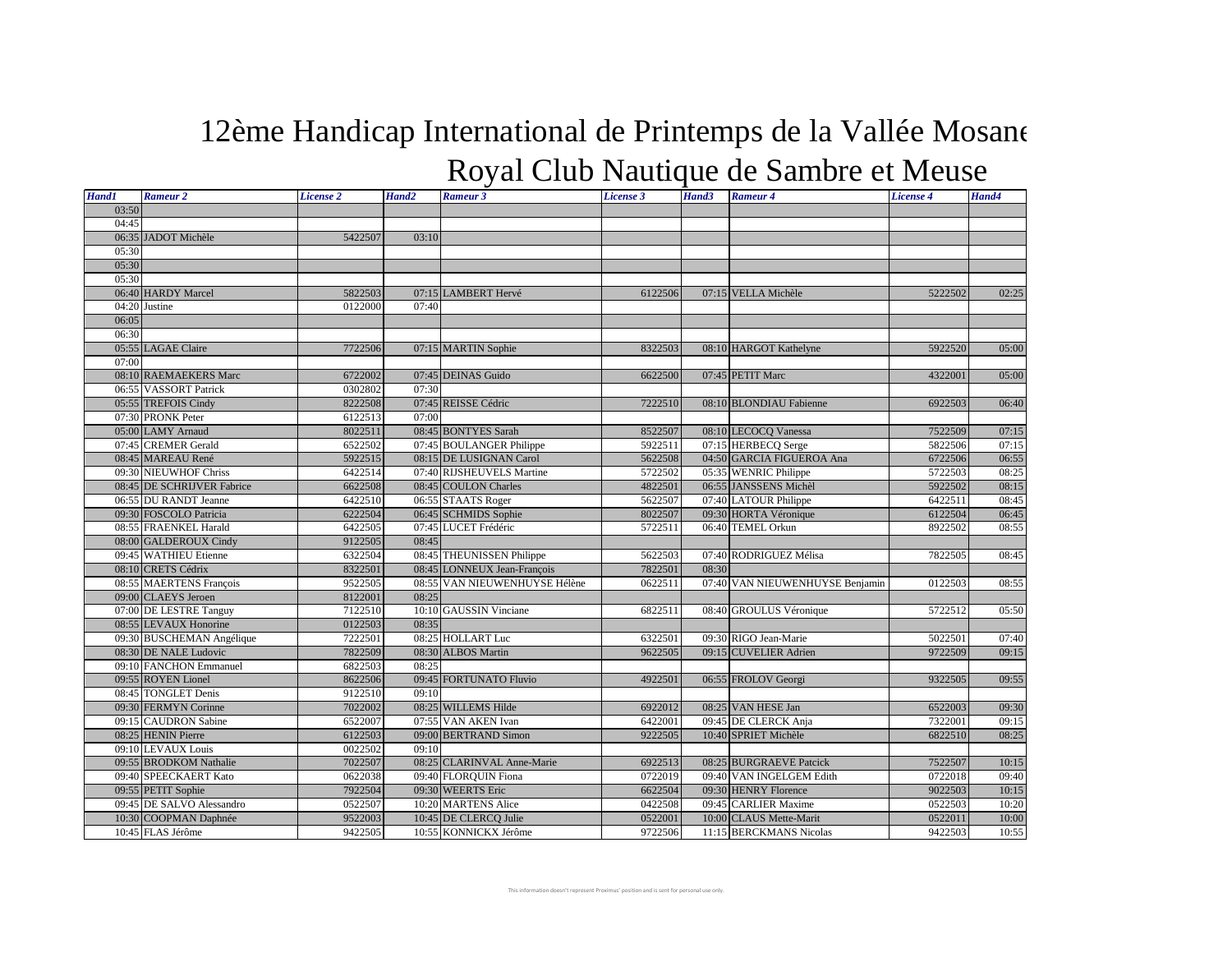# 12ème Handicap International de Printemps de la Vallée Mosane

## Royal Club Nautique de Sambre et Meuse

| Hand1 | Rameur 2 | License 2 | Hand2 | Rameur 3 | License 3 | Hand3 | Rameur 4 | License 4 | Hand4 |
|---|---|---|---|---|---|---|---|---|---|
| 03:50 | | | | | | | | | |
| 04:45 | | | | | | | | | |
| 06:35 | JADOT Michèle | 5422507 | 03:10 | | | | | | |
| 05:30 | | | | | | | | | |
| 05:30 | | | | | | | | | |
| 05:30 | | | | | | | | | |
| 06:40 | HARDY Marcel | 5822503 | 07:15 | LAMBERT Hervé | 6122506 | 07:15 | VELLA Michèle | 5222502 | 02:25 |
| 04:20 | Justine | 0122000 | 07:40 | | | | | | |
| 06:05 | | | | | | | | | |
| 06:30 | | | | | | | | | |
| 05:55 | LAGAE Claire | 7722506 | 07:15 | MARTIN Sophie | 8322503 | 08:10 | HARGOT Kathelyne | 5922520 | 05:00 |
| 07:00 | | | | | | | | | |
| 08:10 | RAEMAEKERS Marc | 6722002 | 07:45 | DEINAS Guido | 6622500 | 07:45 | PETIT Marc | 4322001 | 05:00 |
| 06:55 | VASSORT Patrick | 0302802 | 07:30 | | | | | | |
| 05:55 | TREFOIS Cindy | 8222508 | 07:45 | REISSE Cédric | 7222510 | 08:10 | BLONDIAU Fabienne | 6922503 | 06:40 |
| 07:30 | PRONK Peter | 6122513 | 07:00 | | | | | | |
| 05:00 | LAMY Arnaud | 8022511 | 08:45 | BONTYES Sarah | 8522507 | 08:10 | LECOCQ Vanessa | 7522509 | 07:15 |
| 07:45 | CREMER Gerald | 6522502 | 07:45 | BOULANGER Philippe | 5922511 | 07:15 | HERBECQ Serge | 5822506 | 07:15 |
| 08:45 | MAREAU René | 5922515 | 08:15 | DE LUSIGNAN Carol | 5622508 | 04:50 | GARCIA FIGUEROA Ana | 6722506 | 06:55 |
| 09:30 | NIEUWHOF Chriss | 6422514 | 07:40 | RIJSHEUVELS Martine | 5722502 | 05:35 | WENRIC Philippe | 5722503 | 08:25 |
| 08:45 | DE SCHRIJVER Fabrice | 6622508 | 08:45 | COULON Charles | 4822501 | 06:55 | JANSSENS Michèl | 5922502 | 08:15 |
| 06:55 | DU RANDT Jeanne | 6422510 | 06:55 | STAATS Roger | 5622507 | 07:40 | LATOUR Philippe | 6422511 | 08:45 |
| 09:30 | FOSCOLO Patricia | 6222504 | 06:45 | SCHMIDS Sophie | 8022507 | 09:30 | HORTA Véronique | 6122504 | 06:45 |
| 08:55 | FRAENKEL Harald | 6422505 | 07:45 | LUCET Frédéric | 5722511 | 06:40 | TEMEL Orkun | 8922502 | 08:55 |
| 08:00 | GALDEROUX Cindy | 9122505 | 08:45 | | | | | | |
| 09:45 | WATHIEU Etienne | 6322504 | 08:45 | THEUNISSEN Philippe | 5622503 | 07:40 | RODRIGUEZ Mélisa | 7822505 | 08:45 |
| 08:10 | CRETS Cédrix | 8322501 | 08:45 | LONNEUX Jean-François | 7822501 | 08:30 | | | |
| 08:55 | MAERTENS François | 9522505 | 08:55 | VAN NIEUWENHUYSE Hélène | 0622511 | 07:40 | VAN NIEUWENHUYSE Benjamin | 0122503 | 08:55 |
| 09:00 | CLAEYS Jeroen | 8122001 | 08:25 | | | | | | |
| 07:00 | DE LESTRE Tanguy | 7122510 | 10:10 | GAUSSIN Vinciane | 6822511 | 08:40 | GROULUS Véronique | 5722512 | 05:50 |
| 08:55 | LEVAUX Honorine | 0122503 | 08:35 | | | | | | |
| 09:30 | BUSCHEMAN Angélique | 7222501 | 08:25 | HOLLART Luc | 6322501 | 09:30 | RIGO Jean-Marie | 5022501 | 07:40 |
| 08:30 | DE NALE Ludovic | 7822509 | 08:30 | ALBOS Martin | 9622505 | 09:15 | CUVELIER Adrien | 9722509 | 09:15 |
| 09:10 | FANCHON Emmanuel | 6822503 | 08:25 | | | | | | |
| 09:55 | ROYEN Lionel | 8622506 | 09:45 | FORTUNATO Fluvio | 4922501 | 06:55 | FROLOV Georgi | 9322505 | 09:55 |
| 08:45 | TONGLET Denis | 9122510 | 09:10 | | | | | | |
| 09:30 | FERMYN Corinne | 7022002 | 08:25 | WILLEMS Hilde | 6922012 | 08:25 | VAN HESE Jan | 6522003 | 09:30 |
| 09:15 | CAUDRON Sabine | 6522007 | 07:55 | VAN AKEN Ivan | 6422001 | 09:45 | DE CLERCK Anja | 7322001 | 09:15 |
| 08:25 | HENIN Pierre | 6122503 | 09:00 | BERTRAND Simon | 9222505 | 10:40 | SPRIET Michèle | 6822510 | 08:25 |
| 09:10 | LEVAUX Louis | 0022502 | 09:10 | | | | | | |
| 09:55 | BRODKOM Nathalie | 7022507 | 08:25 | CLARINVAL Anne-Marie | 6922513 | 08:25 | BURGRAEVE Patcick | 7522507 | 10:15 |
| 09:40 | SPEECKAERT Kato | 0622038 | 09:40 | FLORQUIN Fiona | 0722019 | 09:40 | VAN INGELGEM Edith | 0722018 | 09:40 |
| 09:55 | PETIT Sophie | 7922504 | 09:30 | WEERTS Eric | 6622504 | 09:30 | HENRY Florence | 9022503 | 10:15 |
| 09:45 | DE SALVO Alessandro | 0522507 | 10:20 | MARTENS Alice | 0422508 | 09:45 | CARLIER Maxime | 0522503 | 10:20 |
| 10:30 | COOPMAN Daphnée | 9522003 | 10:45 | DE CLERCQ Julie | 0522001 | 10:00 | CLAUS Mette-Marit | 0522011 | 10:00 |
| 10:45 | FLAS Jérôme | 9422505 | 10:55 | KONNICKX Jérôme | 9722506 | 11:15 | BERCKMANS Nicolas | 9422503 | 10:55 |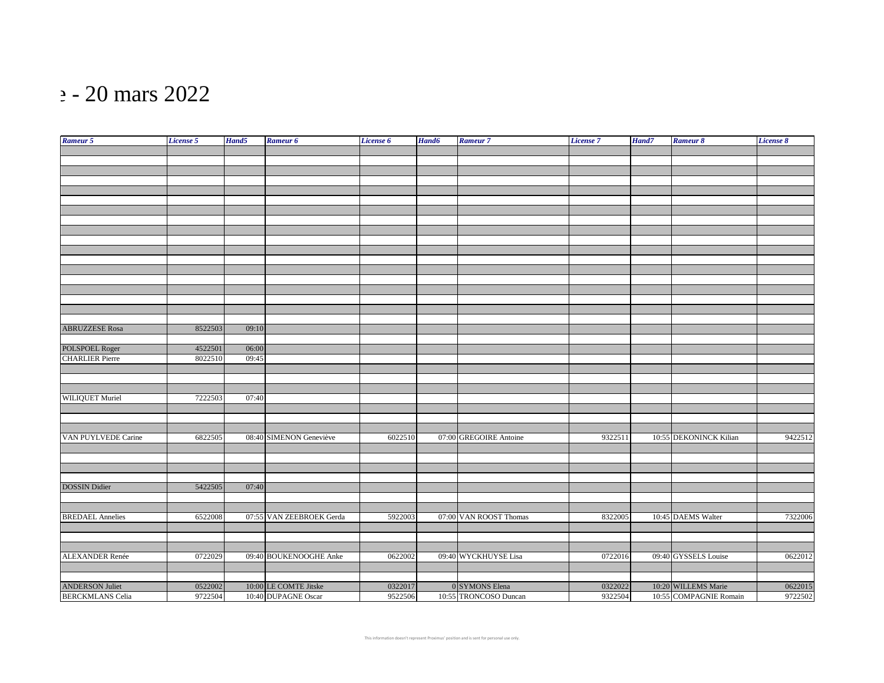# e - 20 mars 2022

| *Rameur 5* | *License 5* | *Hand5* | *Rameur 6* | *License 6* | *Hand6* | *Rameur 7* | *License 7* | *Hand7* | *Rameur 8* | *License 8* |
|---|---|---|---|---|---|---|---|---|---|---|
| | | | | | | | | | | |
| | | | | | | | | | | |
| | | | | | | | | | | |
| | | | | | | | | | | |
| | | | | | | | | | | |
| | | | | | | | | | | |
| | | | | | | | | | | |
| | | | | | | | | | | |
| | | | | | | | | | | |
| | | | | | | | | | | |
| | | | | | | | | | | |
| | | | | | | | | | | |
| | | | | | | | | | | |
| | | | | | | | | | | |
| | | | | | | | | | | |
| | | | | | | | | | | |
| | | | | | | | | | | |
| | | | | | | | | | | |
| ABRUZZESE Rosa | 8522503 | 09:10 | | | | | | | | |
| | | | | | | | | | | |
| POLSPOEL Roger | 4522501 | 06:00 | | | | | | | | |
| CHARLIER Pierre | 8022510 | 09:45 | | | | | | | | |
| | | | | | | | | | | |
| | | | | | | | | | | |
| | | | | | | | | | | |
| WILIQUET Muriel | 7222503 | 07:40 | | | | | | | | |
| | | | | | | | | | | |
| | | | | | | | | | | |
| | | | | | | | | | | |
| VAN PUYLVEDE Carine | 6822505 | 08:40 | SIMENON Geneviève | 6022510 | 07:00 | GREGOIRE Antoine | 9322511 | 10:55 | DEKONINCK Kilian | 9422512 |
| | | | | | | | | | | |
| | | | | | | | | | | |
| | | | | | | | | | | |
| | | | | | | | | | | |
| DOSSIN Didier | 5422505 | 07:40 | | | | | | | | |
| | | | | | | | | | | |
| | | | | | | | | | | |
| BREDAEL Annelies | 6522008 | 07:55 | VAN ZEEBROEK Gerda | 5922003 | 07:00 | VAN ROOST Thomas | 8322005 | 10:45 | DAEMS Walter | 7322006 |
| | | | | | | | | | | |
| | | | | | | | | | | |
| | | | | | | | | | | |
| ALEXANDER Renée | 0722029 | 09:40 | BOUKENOOGHE Anke | 0622002 | 09:40 | WYCKHUYSE Lisa | 0722016 | 09:40 | GYSSELS Louise | 0622012 |
| | | | | | | | | | | |
| | | | | | | | | | | |
| ANDERSON Juliet | 0522002 | 10:00 | LE COMTE Jitske | 0322017 | 0 | SYMONS Elena | 0322022 | 10:20 | WILLEMS Marie | 0622015 |
| BERCKMLANS Celia | 9722504 | 10:40 | DUPAGNE Oscar | 9522506 | 10:55 | TRONCOSO Duncan | 9322504 | 10:55 | COMPAGNIE Romain | 9722502 |

This information doesn't represent Proximus' position and is sent for personal use only.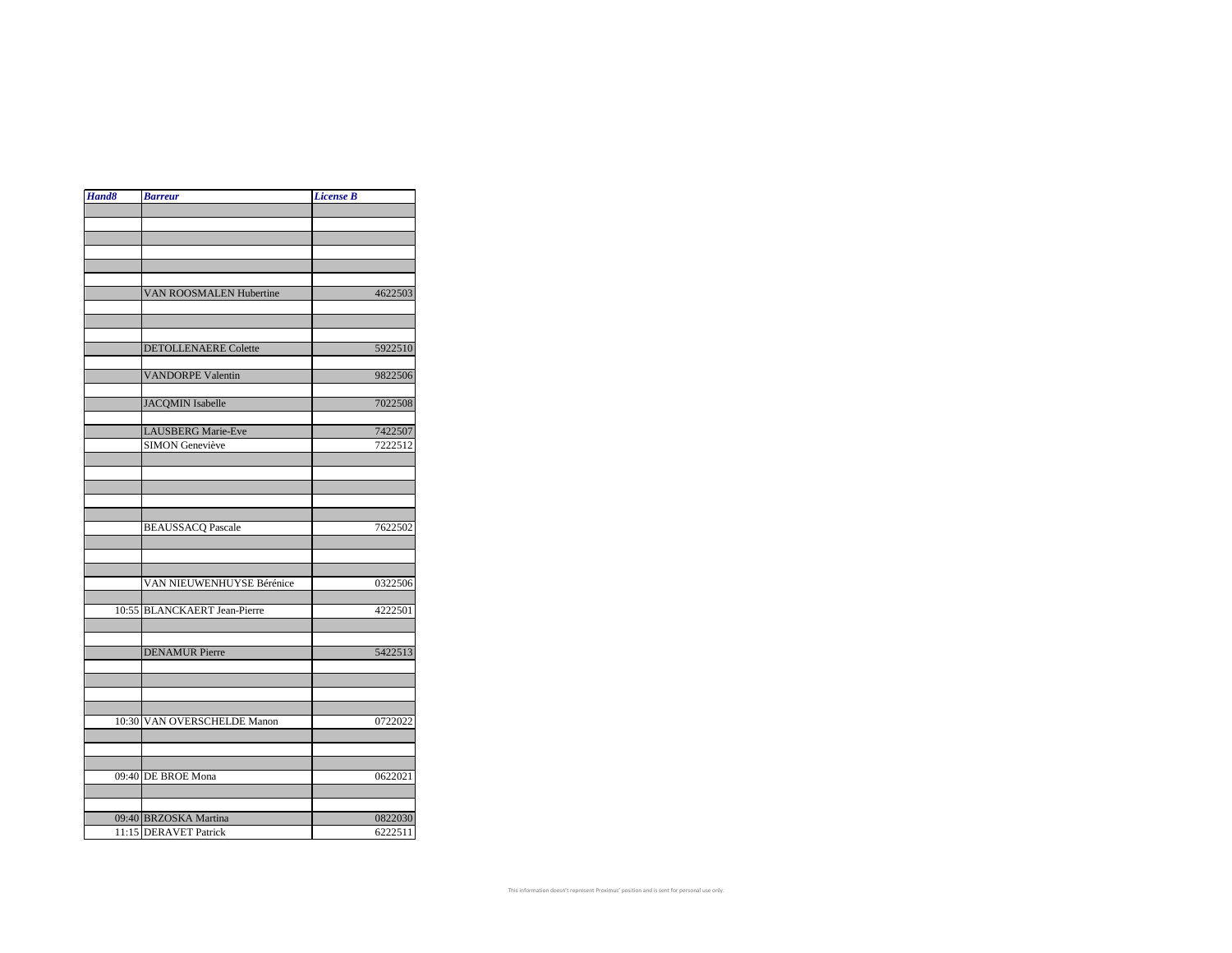| *Hand8* | *Barreur* | *License B* |
|---|---|---|
| | | |
| | | |
| | | |
| | | |
| | | |
| | | |
| | VAN ROOSMALEN Hubertine | 4622503 |
| | | |
| | | |
| | | |
| | DETOLLENAERE Colette | 5922510 |
| | | |
| | VANDORPE Valentin | 9822506 |
| | | |
| | JACQMIN Isabelle | 7022508 |
| | | |
| | LAUSBERG Marie-Eve | 7422507 |
| | SIMON Geneviève | 7222512 |
| | | |
| | | |
| | | |
| | | |
| | | |
| | BEAUSSACQ Pascale | 7622502 |
| | | |
| | | |
| | | |
| | VAN NIEUWENHUYSE Bérénice | 0322506 |
| | | |
| 10:55 | BLANCKAERT Jean-Pierre | 4222501 |
| | | |
| | | |
| | DENAMUR Pierre | 5422513 |
| | | |
| | | |
| | | |
| | | |
| 10:30 | VAN OVERSCHELDE Manon | 0722022 |
| | | |
| | | |
| | | |
| 09:40 | DE BROE Mona | 0622021 |
| | | |
| | | |
| 09:40 | BRZOSKA Martina | 0822030 |
| 11:15 | DERAVET Patrick | 6222511 |